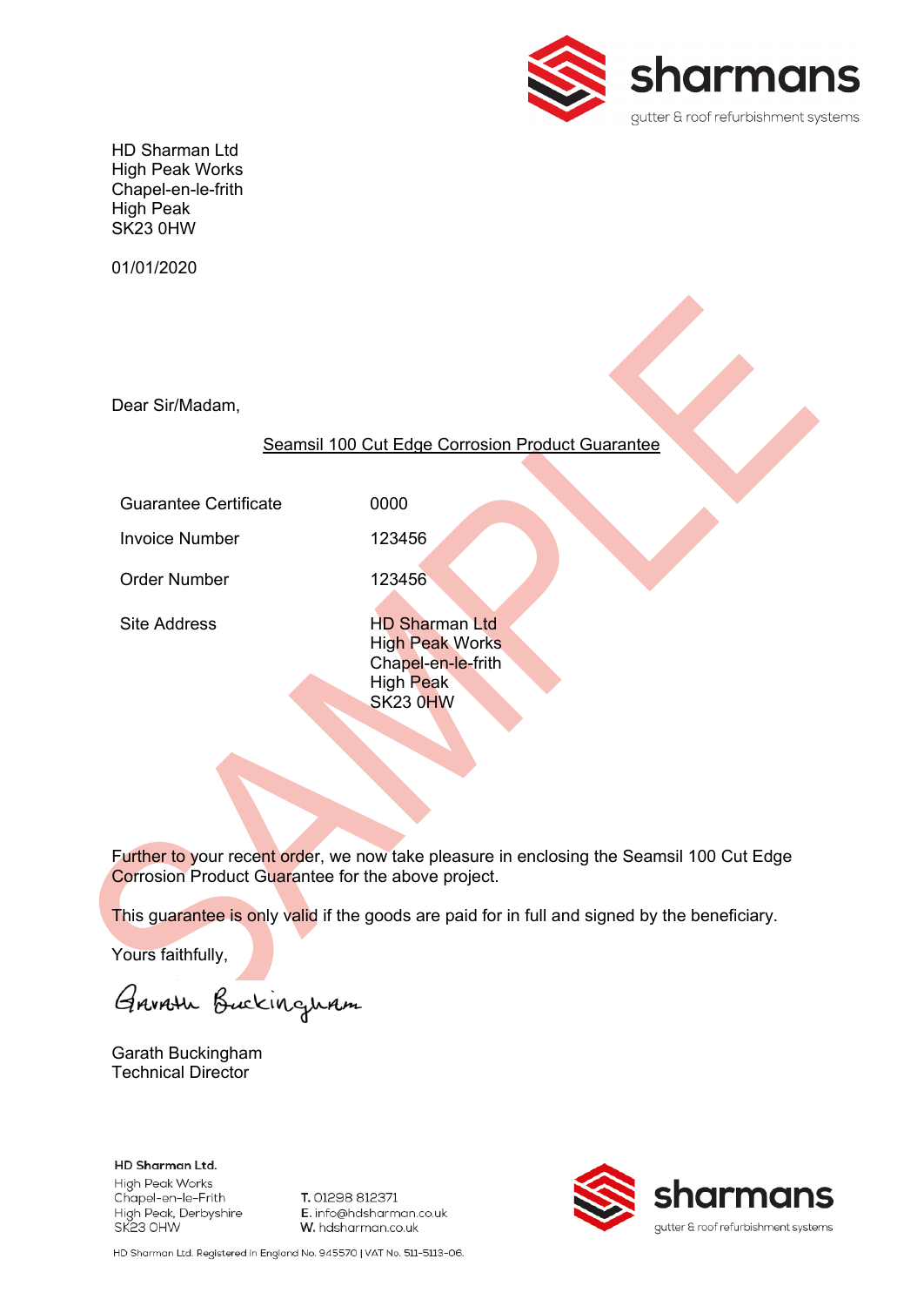sharmans

gutter & roof refurbishment systems

HD Sharman Ltd
High Peak Works
Chapel-en-le-frith
High Peak
SK23 0HW

01/01/2020

SAMPLE

Dear Sir/Madam,

<u>Seamsil 100 Cut Edge Corrosion Product Guarantee</u>

| | |
|---|---|
| Guarantee Certificate | 0000 |
| Invoice Number | 123456 |
| Order Number | 123456 |
| Site Address | HD Sharman Ltd<br>High Peak Works<br>Chapel-en-le-frith<br>High Peak<br>SK23 0HW |

Further to your recent order, we now take pleasure in enclosing the Seamsil 100 Cut Edge Corrosion Product Guarantee for the above project.

This guarantee is only valid if the goods are paid for in full and signed by the beneficiary.

Yours faithfully,

Garath Buckingham

Garath Buckingham
Technical Director

**HD Sharman Ltd.**
High Peak Works
Chapel-en-le-Frith
High Peak, Derbyshire
SK23 0HW

**T.** 01298 812371
**E.** info@hdsharman.co.uk
**W.** hdsharman.co.uk

sharmans
gutter & roof refurbishment systems

HD Sharman Ltd. Registered in England No. 945570 | VAT No. 511-5113-06.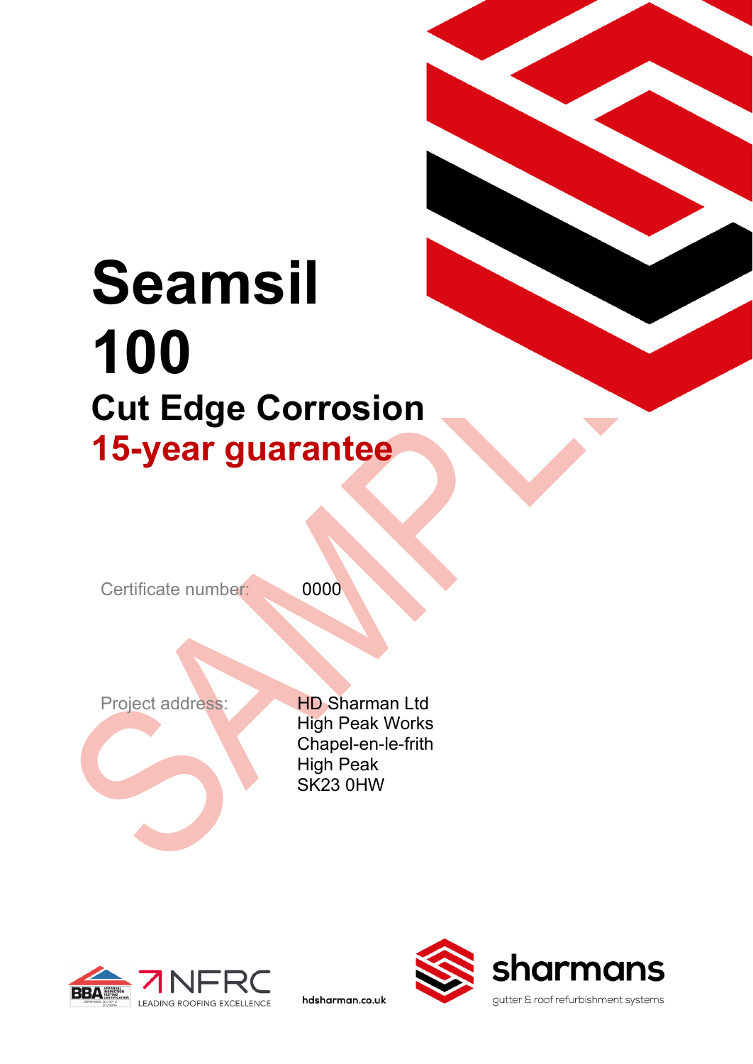# Seamsil 100

## Cut Edge Corrosion

## 15-year guarantee

SAMPLE

Certificate number: 0000

Project address: HD Sharman Ltd
High Peak Works
Chapel-en-le-frith
High Peak
SK23 0HW

BBA APPROVAL INSPECTION TESTING CERTIFICATION

NFRC LEADING ROOFING EXCELLENCE

hdsharman.co.uk

sharmans
gutter & roof refurbishment systems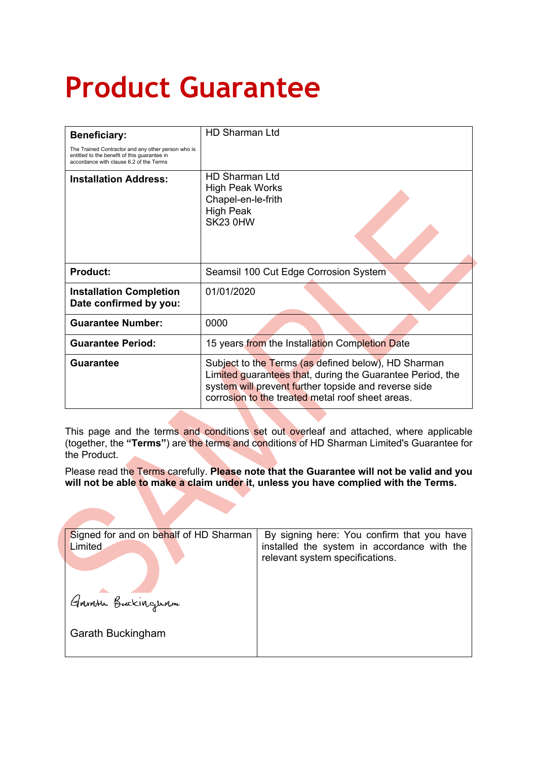# Product Guarantee

| | |
|---|---|
| **Beneficiary:**<br>The Trained Contractor and any other person who is entitled to the benefit of this guarantee in accordance with clause 6.2 of the Terms | HD Sharman Ltd |
| **Installation Address:** | HD Sharman Ltd<br>High Peak Works<br>Chapel-en-le-frith<br>High Peak<br>SK23 0HW |
| **Product:** | Seamsil 100 Cut Edge Corrosion System |
| **Installation Completion Date confirmed by you:** | 01/01/2020 |
| **Guarantee Number:** | 0000 |
| **Guarantee Period:** | 15 years from the Installation Completion Date |
| **Guarantee** | Subject to the Terms (as defined below), HD Sharman Limited guarantees that, during the Guarantee Period, the system will prevent further topside and reverse side corrosion to the treated metal roof sheet areas. |

This page and the terms and conditions set out overleaf and attached, where applicable (together, the **"Terms"**) are the terms and conditions of HD Sharman Limited's Guarantee for the Product.

Please read the Terms carefully. **Please note that the Guarantee will not be valid and you will not be able to make a claim under it, unless you have complied with the Terms.**

| | |
|---|---|
| Signed for and on behalf of HD Sharman Limited<br><br>Garath Buckingham<br><br>Garath Buckingham | By signing here: You confirm that you have installed the system in accordance with the relevant system specifications. |

SAMPLE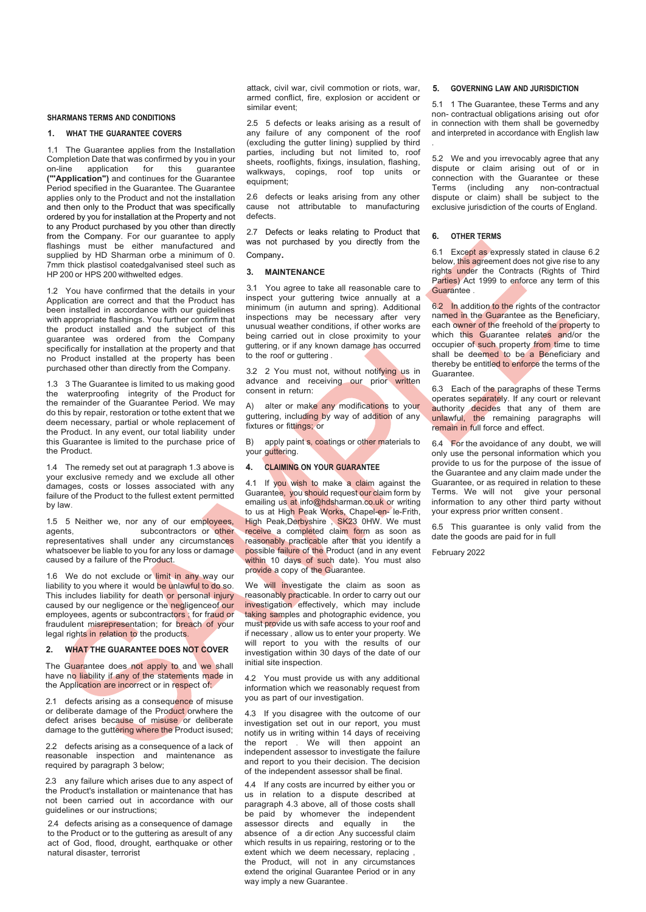## SHARMANS TERMS AND CONDITIONS

### 1. WHAT THE GUARANTEE COVERS

1.1 The Guarantee applies from the Installation Completion Date that was confirmed by you in your on-line application for this guarantee **("'Application")** and continues for the Guarantee Period specified in the Guarantee. The Guarantee applies only to the Product and not the installation and then only to the Product that was specifically ordered by you for installation at the Property and not to any Product purchased by you other than directly from the Company. For our guarantee to apply flashings must be either manufactured and supplied by HD Sharman orbe a minimum of 0. 7mm thick plastisol coatedgalvanised steel such as HP 200 or HPS 200 withwelted edges.

1.2 You have confirmed that the details in your Application are correct and that the Product has been installed in accordance with our guidelines with appropriate flashings. You further confirm that the product installed and the subject of this guarantee was ordered from the Company specifically for installation at the property and that no Product installed at the property has been purchased other than directly from the Company.

1.3 3 The Guarantee is limited to us making good the waterproofing integrity of the Product for the remainder of the Guarantee Period. We may do this by repair, restoration or tothe extent that we deem necessary, partial or whole replacement of the Product. In any event, our total liability under this Guarantee is limited to the purchase price of the Product.

1.4 The remedy set out at paragraph 1.3 above is your exclusive remedy and we exclude all other damages, costs or losses associated with any failure of the Product to the fullest extent permitted by law.

1.5 5 Neither we, nor any of our employees, agents, subcontractors or other representatives shall under any circumstances whatsoever be liable to you for any loss or damage caused by a failure of the Product.

1.6 We do not exclude or limit in any way our liability to you where it would be unlawful to do so. This includes liability for death or personal injury caused by our negligence or the negligenceof our employees, agents or subcontractors ; for fraud or fraudulent misrepresentation; for breach of your legal rights in relation to the products.

### 2. WHAT THE GUARANTEE DOES NOT COVER

The Guarantee does not apply to and we shall have no liability if any of the statements made in the Application are incorrect or in respect of:

2.1 defects arising as a consequence of misuse or deliberate damage of the Product orwhere the defect arises because of misuse or deliberate damage to the guttering where the Product isused;

2.2 defects arising as a consequence of a lack of reasonable inspection and maintenance as required by paragraph 3 below;

2.3 any failure which arises due to any aspect of the Product's installation or maintenance that has not been carried out in accordance with our guidelines or our instructions;

2.4 defects arising as a consequence of damage to the Product or to the guttering as aresult of any act of God, flood, drought, earthquake or other natural disaster, terrorist attack, civil war, civil commotion or riots, war, armed conflict, fire, explosion or accident or similar event;

2.5 5 defects or leaks arising as a result of any failure of any component of the roof (excluding the gutter lining) supplied by third parties, including but not limited to, roof sheets, rooflights, fixings, insulation, flashing, walkways, copings, roof top units or equipment;

2.6 defects or leaks arising from any other cause not attributable to manufacturing defects.

2.7 Defects or leaks relating to Product that was not purchased by you directly from the Company**.**

### 3. MAINTENANCE

3.1 You agree to take all reasonable care to inspect your guttering twice annually at a minimum (in autumn and spring). Additional inspections may be necessary after very unusual weather conditions, if other works are being carried out in close proximity to your guttering, or if any known damage has occurred to the roof or guttering .

3.2 2 You must not, without notifying us in advance and receiving our prior written consent in return:

A) alter or make any modifications to your guttering, including by way of addition of any fixtures or fittings; or

B) apply paint s, coatings or other materials to your guttering.

### 4. CLAIMING ON YOUR GUARANTEE

4.1 If you wish to make a claim against the Guarantee, you should request our claim form by emailing us at info@hdsharman.co.uk or writing to us at High Peak Works, Chapel-en- le-Frith, High Peak,Derbyshire , SK23 0HW. We must receive a completed claim form as soon as reasonably practicable after that you identify a possible failure of the Product (and in any event within 10 days of such date). You must also provide a copy of the Guarantee.

We will investigate the claim as soon as reasonably practicable. In order to carry out our investigation effectively, which may include taking samples and photographic evidence, you must provide us with safe access to your roof and if necessary , allow us to enter your property. We will report to you with the results of our investigation within 30 days of the date of our initial site inspection.

4.2 You must provide us with any additional information which we reasonably request from you as part of our investigation.

4.3 If you disagree with the outcome of our investigation set out in our report, you must notify us in writing within 14 days of receiving the report . We will then appoint an independent assessor to investigate the failure and report to you their decision. The decision of the independent assessor shall be final.

4.4 If any costs are incurred by either you or us in relation to a dispute described at paragraph 4.3 above, all of those costs shall be paid by whomever the independent assessor directs and equally in the absence of a dir ection .Any successful claim which results in us repairing, restoring or to the extent which we deem necessary, replacing , the Product, will not in any circumstances extend the original Guarantee Period or in any way imply a new Guarantee .

### 5. GOVERNING LAW AND JURISDICTION

5.1 1 The Guarantee, these Terms and any non- contractual obligations arising out ofor in connection with them shall be governedby and interpreted in accordance with English law .

5.2 We and you irrevocably agree that any dispute or claim arising out of or in connection with the Guarantee or these Terms (including any non-contractual dispute or claim) shall be subject to the exclusive jurisdiction of the courts of England.

### 6. OTHER TERMS

6.1 Except as expressly stated in clause 6.2 below, this agreement does not give rise to any rights under the Contracts (Rights of Third Parties) Act 1999 to enforce any term of this Guarantee .

6.2 In addition to the rights of the contractor named in the Guarantee as the Beneficiary, each owner of the freehold of the property to which this Guarantee relates and/or the occupier of such property from time to time shall be deemed to be a Beneficiary and thereby be entitled to enforce the terms of the Guarantee.

6.3 Each of the paragraphs of these Terms operates separately. If any court or relevant authority decides that any of them are unlawful, the remaining paragraphs will remain in full force and effect.

6.4 For the avoidance of doubt, we will only use the personal information which you provide to us for the purpose of the issue of the Guarantee and any claim made under the Guarantee, or as required in relation to these Terms. We will not give your personal information to any other third party without your express prior written consent .

6.5 This guarantee is only valid from the date the goods are paid for in full

February 2022